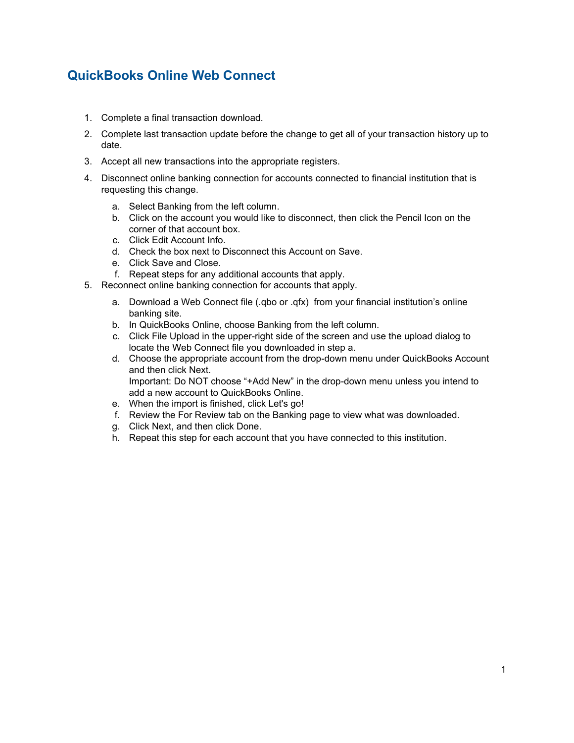# QuickBooks Online Web Connect

1. Complete a final transaction download.
2. Complete last transaction update before the change to get all of your transaction history up to date.
3. Accept all new transactions into the appropriate registers.
4. Disconnect online banking connection for accounts connected to financial institution that is requesting this change.
   a. Select Banking from the left column.
   b. Click on the account you would like to disconnect, then click the Pencil Icon on the corner of that account box.
   c. Click Edit Account Info.
   d. Check the box next to Disconnect this Account on Save.
   e. Click Save and Close.
   f. Repeat steps for any additional accounts that apply.
5. Reconnect online banking connection for accounts that apply.
   a. Download a Web Connect file (.qbo or .qfx) from your financial institution's online banking site.
   b. In QuickBooks Online, choose Banking from the left column.
   c. Click File Upload in the upper-right side of the screen and use the upload dialog to locate the Web Connect file you downloaded in step a.
   d. Choose the appropriate account from the drop-down menu under QuickBooks Account and then click Next.
      Important: Do NOT choose "+Add New" in the drop-down menu unless you intend to add a new account to QuickBooks Online.
   e. When the import is finished, click Let's go!
   f. Review the For Review tab on the Banking page to view what was downloaded.
   g. Click Next, and then click Done.
   h. Repeat this step for each account that you have connected to this institution.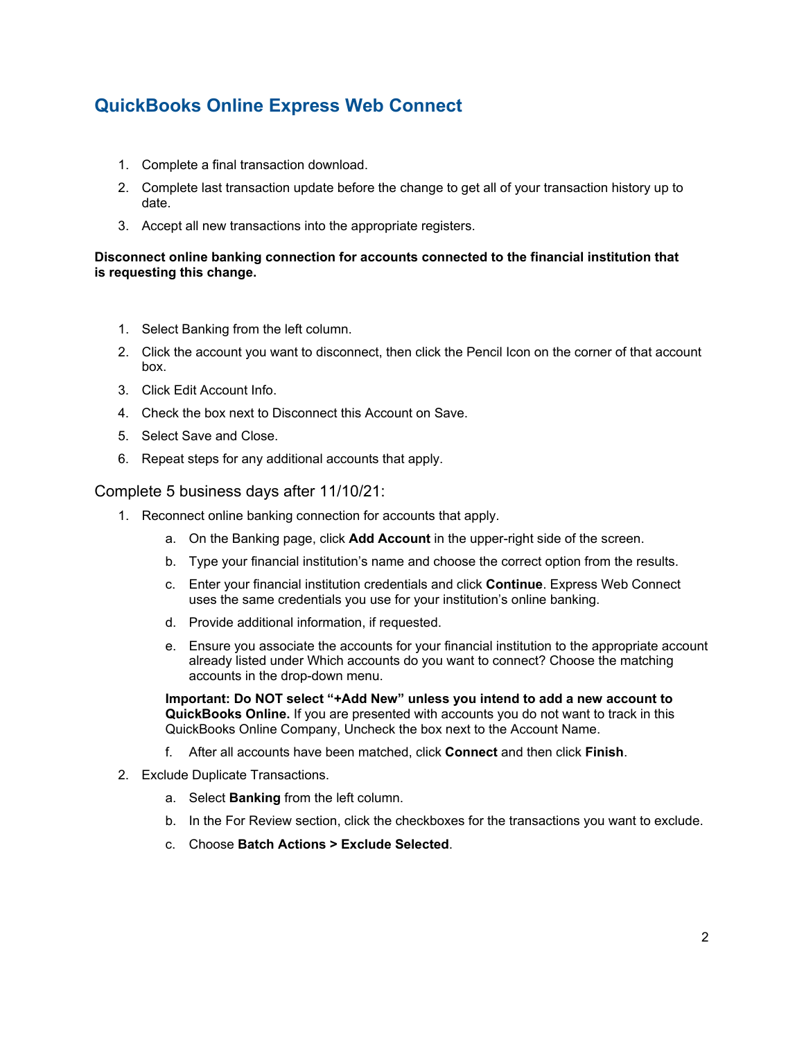## QuickBooks Online Express Web Connect

1. Complete a final transaction download.
2. Complete last transaction update before the change to get all of your transaction history up to date.
3. Accept all new transactions into the appropriate registers.

**Disconnect online banking connection for accounts connected to the financial institution that is requesting this change.**

1. Select Banking from the left column.
2. Click the account you want to disconnect, then click the Pencil Icon on the corner of that account box.
3. Click Edit Account Info.
4. Check the box next to Disconnect this Account on Save.
5. Select Save and Close.
6. Repeat steps for any additional accounts that apply.

### Complete 5 business days after 11/10/21:

1. Reconnect online banking connection for accounts that apply.
   a. On the Banking page, click **Add Account** in the upper-right side of the screen.
   b. Type your financial institution's name and choose the correct option from the results.
   c. Enter your financial institution credentials and click **Continue**. Express Web Connect uses the same credentials you use for your institution's online banking.
   d. Provide additional information, if requested.
   e. Ensure you associate the accounts for your financial institution to the appropriate account already listed under Which accounts do you want to connect? Choose the matching accounts in the drop-down menu.

   **Important: Do NOT select "+Add New" unless you intend to add a new account to QuickBooks Online.** If you are presented with accounts you do not want to track in this QuickBooks Online Company, Uncheck the box next to the Account Name.

   f. After all accounts have been matched, click **Connect** and then click **Finish**.
2. Exclude Duplicate Transactions.
   a. Select **Banking** from the left column.
   b. In the For Review section, click the checkboxes for the transactions you want to exclude.
   c. Choose **Batch Actions > Exclude Selected**.